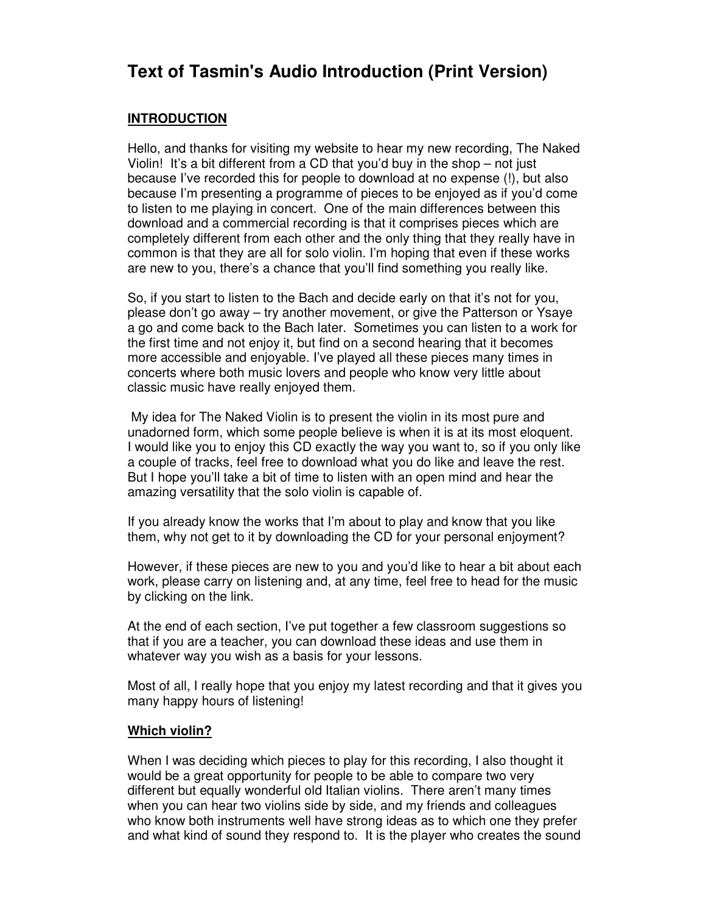# Text of Tasmin's Audio Introduction (Print Version)

## INTRODUCTION

Hello, and thanks for visiting my website to hear my new recording, The Naked Violin! It's a bit different from a CD that you'd buy in the shop – not just because I've recorded this for people to download at no expense (!), but also because I'm presenting a programme of pieces to be enjoyed as if you'd come to listen to me playing in concert. One of the main differences between this download and a commercial recording is that it comprises pieces which are completely different from each other and the only thing that they really have in common is that they are all for solo violin. I'm hoping that even if these works are new to you, there's a chance that you'll find something you really like.

So, if you start to listen to the Bach and decide early on that it's not for you, please don't go away – try another movement, or give the Patterson or Ysaye a go and come back to the Bach later. Sometimes you can listen to a work for the first time and not enjoy it, but find on a second hearing that it becomes more accessible and enjoyable. I've played all these pieces many times in concerts where both music lovers and people who know very little about classic music have really enjoyed them.

My idea for The Naked Violin is to present the violin in its most pure and unadorned form, which some people believe is when it is at its most eloquent. I would like you to enjoy this CD exactly the way you want to, so if you only like a couple of tracks, feel free to download what you do like and leave the rest. But I hope you'll take a bit of time to listen with an open mind and hear the amazing versatility that the solo violin is capable of.

If you already know the works that I'm about to play and know that you like them, why not get to it by downloading the CD for your personal enjoyment?

However, if these pieces are new to you and you'd like to hear a bit about each work, please carry on listening and, at any time, feel free to head for the music by clicking on the link.

At the end of each section, I've put together a few classroom suggestions so that if you are a teacher, you can download these ideas and use them in whatever way you wish as a basis for your lessons.

Most of all, I really hope that you enjoy my latest recording and that it gives you many happy hours of listening!

## Which violin?

When I was deciding which pieces to play for this recording, I also thought it would be a great opportunity for people to be able to compare two very different but equally wonderful old Italian violins. There aren't many times when you can hear two violins side by side, and my friends and colleagues who know both instruments well have strong ideas as to which one they prefer and what kind of sound they respond to. It is the player who creates the sound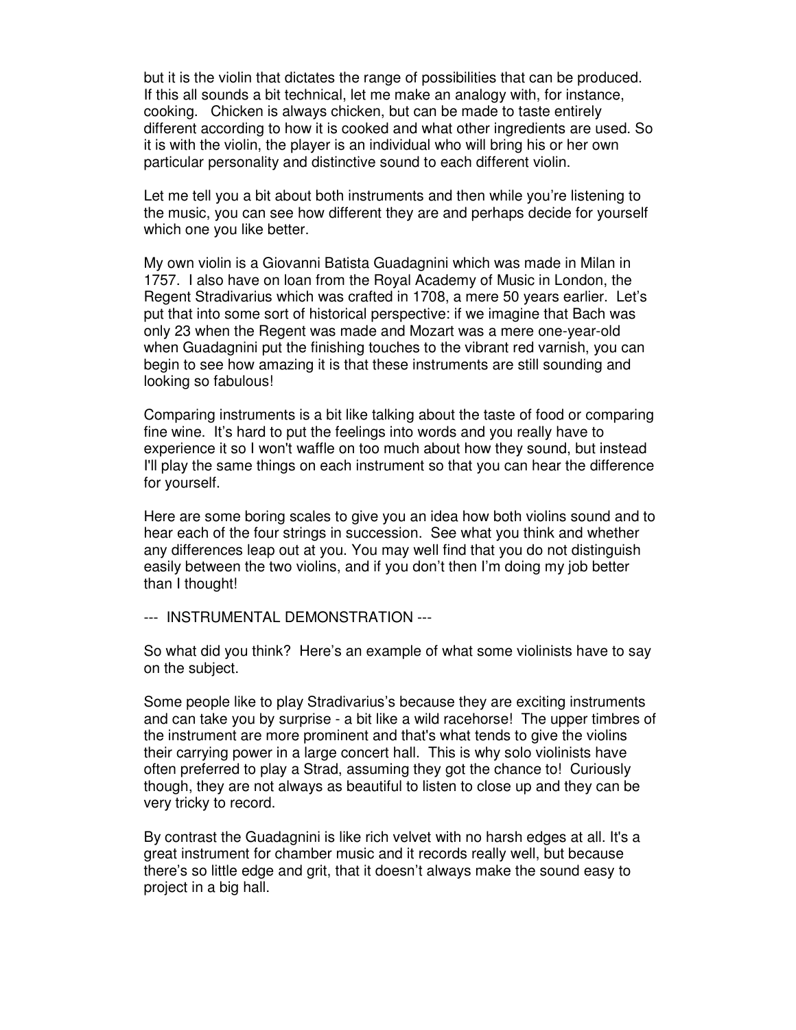but it is the violin that dictates the range of possibilities that can be produced. If this all sounds a bit technical, let me make an analogy with, for instance, cooking. Chicken is always chicken, but can be made to taste entirely different according to how it is cooked and what other ingredients are used. So it is with the violin, the player is an individual who will bring his or her own particular personality and distinctive sound to each different violin.

Let me tell you a bit about both instruments and then while you're listening to the music, you can see how different they are and perhaps decide for yourself which one you like better.

My own violin is a Giovanni Batista Guadagnini which was made in Milan in 1757. I also have on loan from the Royal Academy of Music in London, the Regent Stradivarius which was crafted in 1708, a mere 50 years earlier. Let's put that into some sort of historical perspective: if we imagine that Bach was only 23 when the Regent was made and Mozart was a mere one-year-old when Guadagnini put the finishing touches to the vibrant red varnish, you can begin to see how amazing it is that these instruments are still sounding and looking so fabulous!

Comparing instruments is a bit like talking about the taste of food or comparing fine wine. It's hard to put the feelings into words and you really have to experience it so I won't waffle on too much about how they sound, but instead I'll play the same things on each instrument so that you can hear the difference for yourself.

Here are some boring scales to give you an idea how both violins sound and to hear each of the four strings in succession. See what you think and whether any differences leap out at you. You may well find that you do not distinguish easily between the two violins, and if you don't then I'm doing my job better than I thought!

--- INSTRUMENTAL DEMONSTRATION ---

So what did you think? Here's an example of what some violinists have to say on the subject.

Some people like to play Stradivarius's because they are exciting instruments and can take you by surprise - a bit like a wild racehorse! The upper timbres of the instrument are more prominent and that's what tends to give the violins their carrying power in a large concert hall. This is why solo violinists have often preferred to play a Strad, assuming they got the chance to! Curiously though, they are not always as beautiful to listen to close up and they can be very tricky to record.

By contrast the Guadagnini is like rich velvet with no harsh edges at all. It's a great instrument for chamber music and it records really well, but because there's so little edge and grit, that it doesn't always make the sound easy to project in a big hall.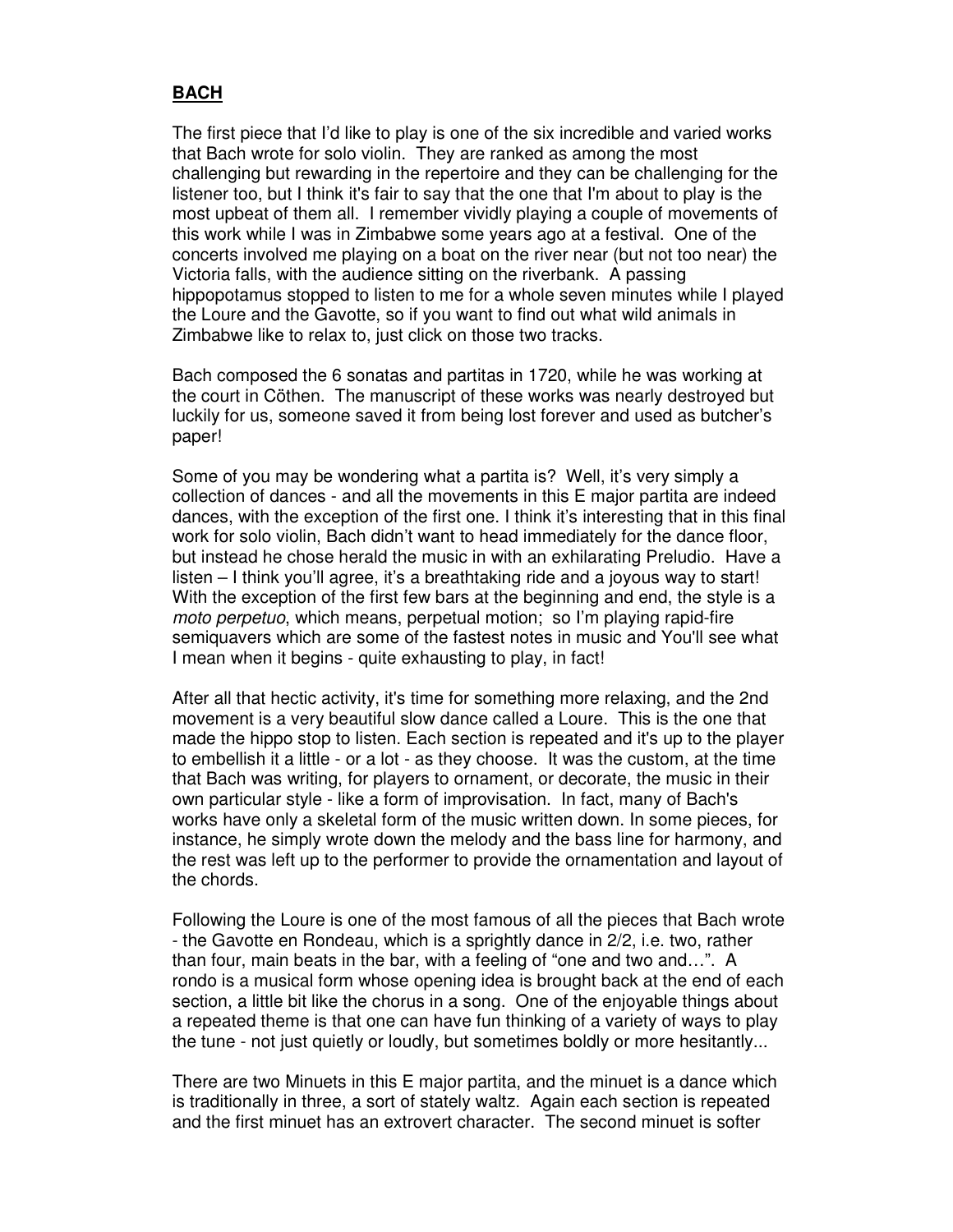## **BACH**

The first piece that I'd like to play is one of the six incredible and varied works that Bach wrote for solo violin. They are ranked as among the most challenging but rewarding in the repertoire and they can be challenging for the listener too, but I think it's fair to say that the one that I'm about to play is the most upbeat of them all. I remember vividly playing a couple of movements of this work while I was in Zimbabwe some years ago at a festival. One of the concerts involved me playing on a boat on the river near (but not too near) the Victoria falls, with the audience sitting on the riverbank. A passing hippopotamus stopped to listen to me for a whole seven minutes while I played the Loure and the Gavotte, so if you want to find out what wild animals in Zimbabwe like to relax to, just click on those two tracks.

Bach composed the 6 sonatas and partitas in 1720, while he was working at the court in Cöthen. The manuscript of these works was nearly destroyed but luckily for us, someone saved it from being lost forever and used as butcher's paper!

Some of you may be wondering what a partita is? Well, it's very simply a collection of dances - and all the movements in this E major partita are indeed dances, with the exception of the first one. I think it's interesting that in this final work for solo violin, Bach didn't want to head immediately for the dance floor, but instead he chose herald the music in with an exhilarating Preludio. Have a listen – I think you'll agree, it's a breathtaking ride and a joyous way to start! With the exception of the first few bars at the beginning and end, the style is a *moto perpetuo*, which means, perpetual motion; so I'm playing rapid-fire semiquavers which are some of the fastest notes in music and You'll see what I mean when it begins - quite exhausting to play, in fact!

After all that hectic activity, it's time for something more relaxing, and the 2nd movement is a very beautiful slow dance called a Loure. This is the one that made the hippo stop to listen. Each section is repeated and it's up to the player to embellish it a little - or a lot - as they choose. It was the custom, at the time that Bach was writing, for players to ornament, or decorate, the music in their own particular style - like a form of improvisation. In fact, many of Bach's works have only a skeletal form of the music written down. In some pieces, for instance, he simply wrote down the melody and the bass line for harmony, and the rest was left up to the performer to provide the ornamentation and layout of the chords.

Following the Loure is one of the most famous of all the pieces that Bach wrote - the Gavotte en Rondeau, which is a sprightly dance in 2/2, i.e. two, rather than four, main beats in the bar, with a feeling of "one and two and…". A rondo is a musical form whose opening idea is brought back at the end of each section, a little bit like the chorus in a song. One of the enjoyable things about a repeated theme is that one can have fun thinking of a variety of ways to play the tune - not just quietly or loudly, but sometimes boldly or more hesitantly...

There are two Minuets in this E major partita, and the minuet is a dance which is traditionally in three, a sort of stately waltz. Again each section is repeated and the first minuet has an extrovert character. The second minuet is softer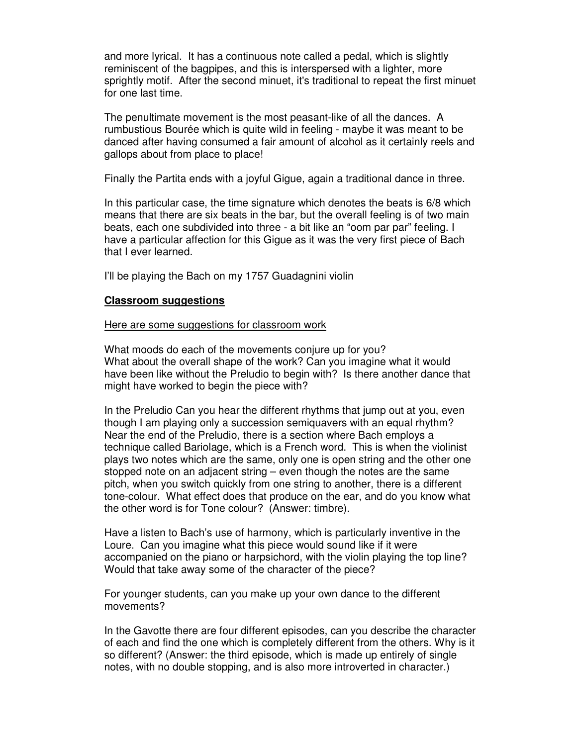and more lyrical. It has a continuous note called a pedal, which is slightly reminiscent of the bagpipes, and this is interspersed with a lighter, more sprightly motif. After the second minuet, it's traditional to repeat the first minuet for one last time.

The penultimate movement is the most peasant-like of all the dances. A rumbustious Bourée which is quite wild in feeling - maybe it was meant to be danced after having consumed a fair amount of alcohol as it certainly reels and gallops about from place to place!

Finally the Partita ends with a joyful Gigue, again a traditional dance in three.

In this particular case, the time signature which denotes the beats is 6/8 which means that there are six beats in the bar, but the overall feeling is of two main beats, each one subdivided into three - a bit like an "oom par par" feeling. I have a particular affection for this Gigue as it was the very first piece of Bach that I ever learned.

I'll be playing the Bach on my 1757 Guadagnini violin

**<u>Classroom suggestions</u>**

<u>Here are some suggestions for classroom work</u>

What moods do each of the movements conjure up for you?
What about the overall shape of the work? Can you imagine what it would have been like without the Preludio to begin with? Is there another dance that might have worked to begin the piece with?

In the Preludio Can you hear the different rhythms that jump out at you, even though I am playing only a succession semiquavers with an equal rhythm? Near the end of the Preludio, there is a section where Bach employs a technique called Bariolage, which is a French word. This is when the violinist plays two notes which are the same, only one is open string and the other one stopped note on an adjacent string – even though the notes are the same pitch, when you switch quickly from one string to another, there is a different tone-colour. What effect does that produce on the ear, and do you know what the other word is for Tone colour? (Answer: timbre).

Have a listen to Bach's use of harmony, which is particularly inventive in the Loure. Can you imagine what this piece would sound like if it were accompanied on the piano or harpsichord, with the violin playing the top line? Would that take away some of the character of the piece?

For younger students, can you make up your own dance to the different movements?

In the Gavotte there are four different episodes, can you describe the character of each and find the one which is completely different from the others. Why is it so different? (Answer: the third episode, which is made up entirely of single notes, with no double stopping, and is also more introverted in character.)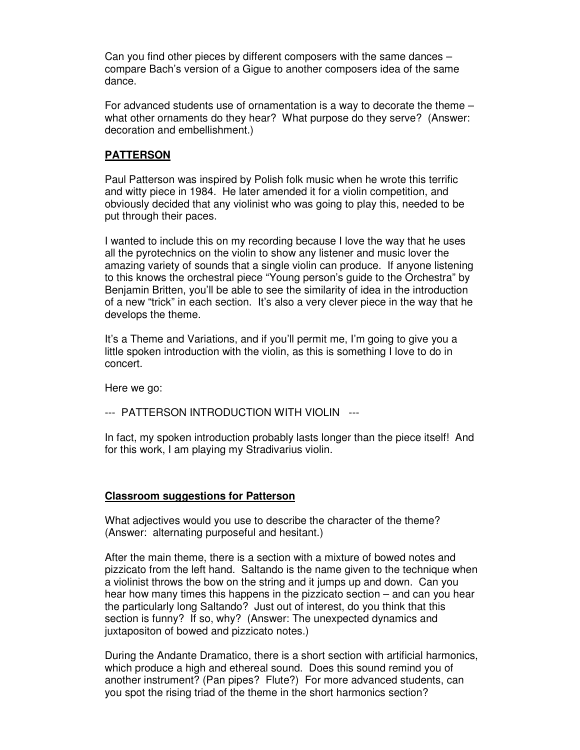Can you find other pieces by different composers with the same dances – compare Bach's version of a Gigue to another composers idea of the same dance.

For advanced students use of ornamentation is a way to decorate the theme – what other ornaments do they hear? What purpose do they serve? (Answer: decoration and embellishment.)

## **PATTERSON**

Paul Patterson was inspired by Polish folk music when he wrote this terrific and witty piece in 1984. He later amended it for a violin competition, and obviously decided that any violinist who was going to play this, needed to be put through their paces.

I wanted to include this on my recording because I love the way that he uses all the pyrotechnics on the violin to show any listener and music lover the amazing variety of sounds that a single violin can produce. If anyone listening to this knows the orchestral piece "Young person's guide to the Orchestra" by Benjamin Britten, you'll be able to see the similarity of idea in the introduction of a new "trick" in each section. It's also a very clever piece in the way that he develops the theme.

It's a Theme and Variations, and if you'll permit me, I'm going to give you a little spoken introduction with the violin, as this is something I love to do in concert.

Here we go:

--- PATTERSON INTRODUCTION WITH VIOLIN ---

In fact, my spoken introduction probably lasts longer than the piece itself! And for this work, I am playing my Stradivarius violin.

### **Classroom suggestions for Patterson**

What adjectives would you use to describe the character of the theme? (Answer: alternating purposeful and hesitant.)

After the main theme, there is a section with a mixture of bowed notes and pizzicato from the left hand. Saltando is the name given to the technique when a violinist throws the bow on the string and it jumps up and down. Can you hear how many times this happens in the pizzicato section – and can you hear the particularly long Saltando? Just out of interest, do you think that this section is funny? If so, why? (Answer: The unexpected dynamics and juxtapositon of bowed and pizzicato notes.)

During the Andante Dramatico, there is a short section with artificial harmonics, which produce a high and ethereal sound. Does this sound remind you of another instrument? (Pan pipes? Flute?) For more advanced students, can you spot the rising triad of the theme in the short harmonics section?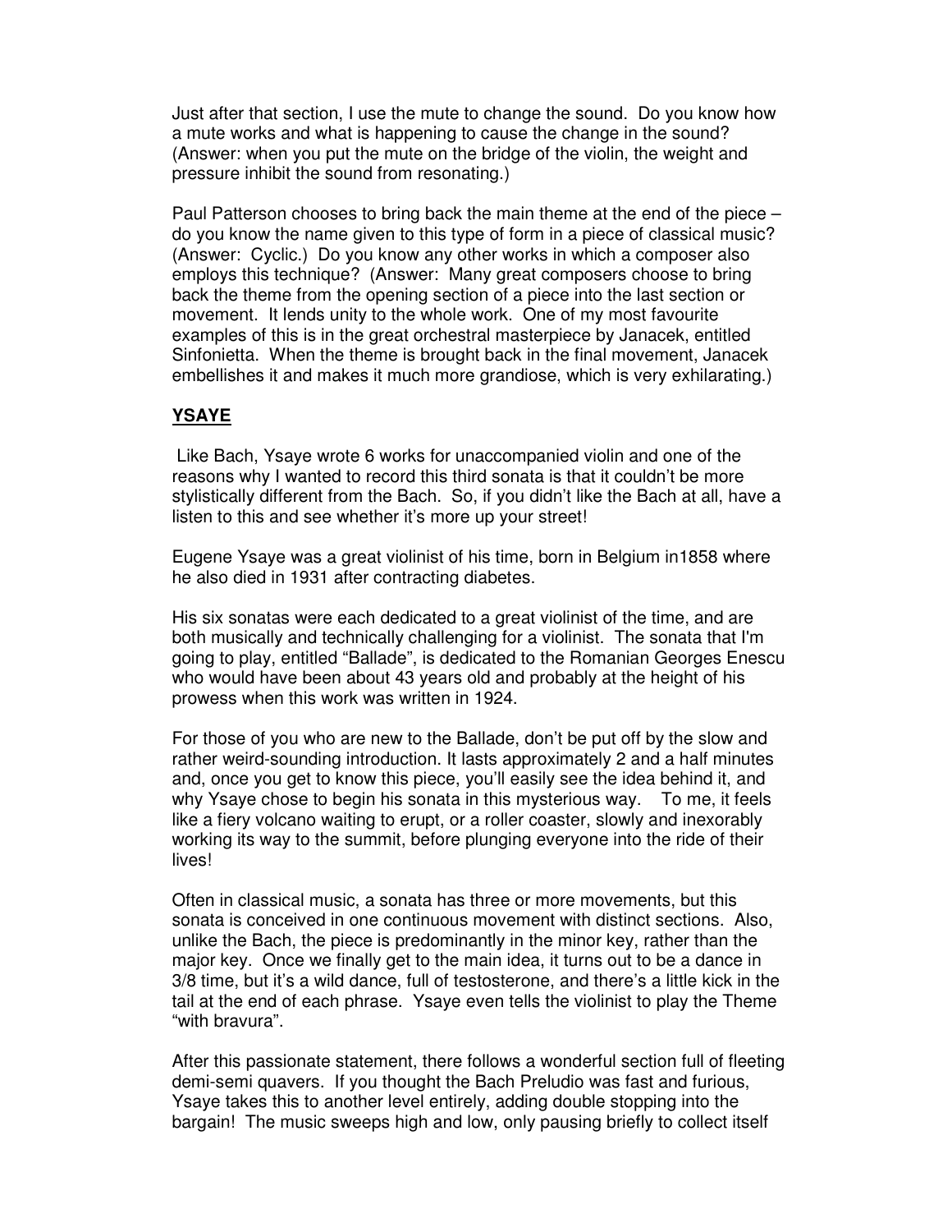Just after that section, I use the mute to change the sound. Do you know how a mute works and what is happening to cause the change in the sound? (Answer: when you put the mute on the bridge of the violin, the weight and pressure inhibit the sound from resonating.)

Paul Patterson chooses to bring back the main theme at the end of the piece – do you know the name given to this type of form in a piece of classical music? (Answer: Cyclic.) Do you know any other works in which a composer also employs this technique? (Answer: Many great composers choose to bring back the theme from the opening section of a piece into the last section or movement. It lends unity to the whole work. One of my most favourite examples of this is in the great orchestral masterpiece by Janacek, entitled Sinfonietta. When the theme is brought back in the final movement, Janacek embellishes it and makes it much more grandiose, which is very exhilarating.)

## **YSAYE**

Like Bach, Ysaye wrote 6 works for unaccompanied violin and one of the reasons why I wanted to record this third sonata is that it couldn't be more stylistically different from the Bach. So, if you didn't like the Bach at all, have a listen to this and see whether it's more up your street!

Eugene Ysaye was a great violinist of his time, born in Belgium in1858 where he also died in 1931 after contracting diabetes.

His six sonatas were each dedicated to a great violinist of the time, and are both musically and technically challenging for a violinist. The sonata that I'm going to play, entitled "Ballade", is dedicated to the Romanian Georges Enescu who would have been about 43 years old and probably at the height of his prowess when this work was written in 1924.

For those of you who are new to the Ballade, don't be put off by the slow and rather weird-sounding introduction. It lasts approximately 2 and a half minutes and, once you get to know this piece, you'll easily see the idea behind it, and why Ysaye chose to begin his sonata in this mysterious way. To me, it feels like a fiery volcano waiting to erupt, or a roller coaster, slowly and inexorably working its way to the summit, before plunging everyone into the ride of their lives!

Often in classical music, a sonata has three or more movements, but this sonata is conceived in one continuous movement with distinct sections. Also, unlike the Bach, the piece is predominantly in the minor key, rather than the major key. Once we finally get to the main idea, it turns out to be a dance in 3/8 time, but it's a wild dance, full of testosterone, and there's a little kick in the tail at the end of each phrase. Ysaye even tells the violinist to play the Theme "with bravura".

After this passionate statement, there follows a wonderful section full of fleeting demi-semi quavers. If you thought the Bach Preludio was fast and furious, Ysaye takes this to another level entirely, adding double stopping into the bargain! The music sweeps high and low, only pausing briefly to collect itself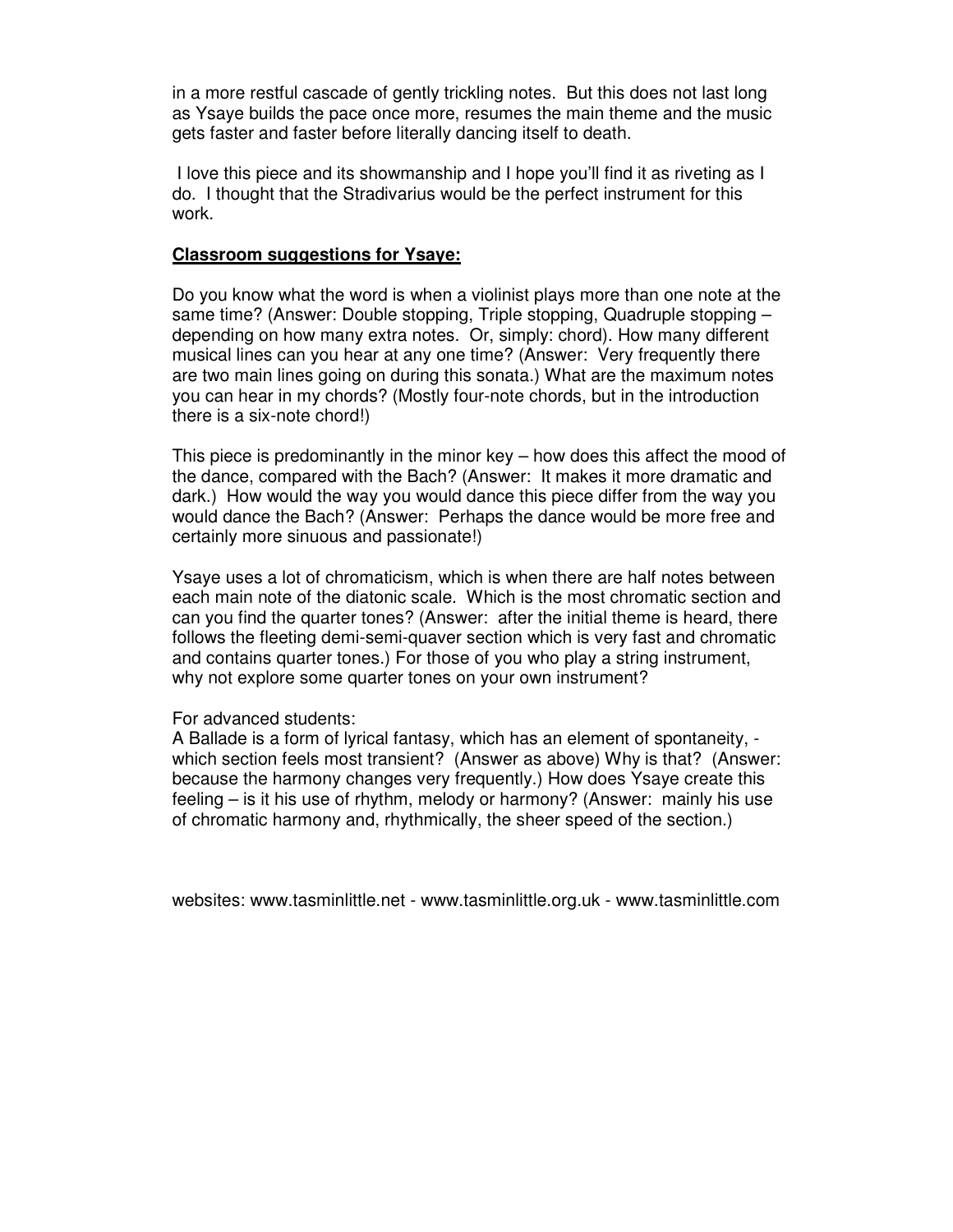in a more restful cascade of gently trickling notes. But this does not last long as Ysaye builds the pace once more, resumes the main theme and the music gets faster and faster before literally dancing itself to death.

I love this piece and its showmanship and I hope you'll find it as riveting as I do. I thought that the Stradivarius would be the perfect instrument for this work.

**Classroom suggestions for Ysaye:**

Do you know what the word is when a violinist plays more than one note at the same time? (Answer: Double stopping, Triple stopping, Quadruple stopping – depending on how many extra notes. Or, simply: chord). How many different musical lines can you hear at any one time? (Answer: Very frequently there are two main lines going on during this sonata.) What are the maximum notes you can hear in my chords? (Mostly four-note chords, but in the introduction there is a six-note chord!)

This piece is predominantly in the minor key – how does this affect the mood of the dance, compared with the Bach? (Answer: It makes it more dramatic and dark.) How would the way you would dance this piece differ from the way you would dance the Bach? (Answer: Perhaps the dance would be more free and certainly more sinuous and passionate!)

Ysaye uses a lot of chromaticism, which is when there are half notes between each main note of the diatonic scale. Which is the most chromatic section and can you find the quarter tones? (Answer: after the initial theme is heard, there follows the fleeting demi-semi-quaver section which is very fast and chromatic and contains quarter tones.) For those of you who play a string instrument, why not explore some quarter tones on your own instrument?

For advanced students:
A Ballade is a form of lyrical fantasy, which has an element of spontaneity, - which section feels most transient? (Answer as above) Why is that? (Answer: because the harmony changes very frequently.) How does Ysaye create this feeling – is it his use of rhythm, melody or harmony? (Answer: mainly his use of chromatic harmony and, rhythmically, the sheer speed of the section.)

websites: www.tasminlittle.net - www.tasminlittle.org.uk - www.tasminlittle.com